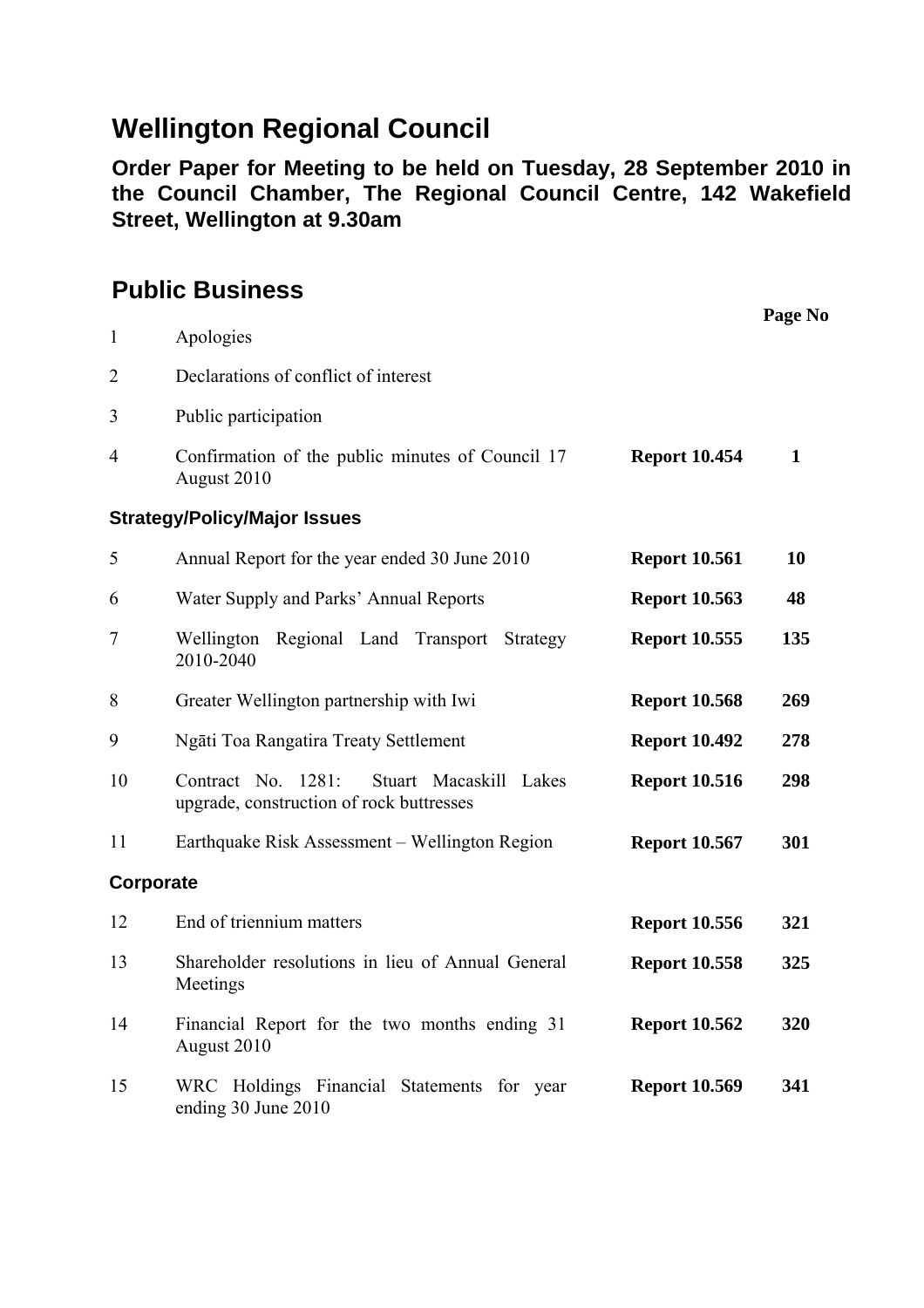# Wellington Regional Council

**Order Paper for Meeting to be held on Tuesday, 28 September 2010 in the Council Chamber, The Regional Council Centre, 142 Wakefield Street, Wellington at 9.30am**

## Public Business

| | | | Page No |
|---|---|---|---|
| 1 | Apologies | | |
| 2 | Declarations of conflict of interest | | |
| 3 | Public participation | | |
| 4 | Confirmation of the public minutes of Council 17 August 2010 | **Report 10.454** | **1** |
| **Strategy/Policy/Major Issues** | | | |
| 5 | Annual Report for the year ended 30 June 2010 | **Report 10.561** | **10** |
| 6 | Water Supply and Parks' Annual Reports | **Report 10.563** | **48** |
| 7 | Wellington Regional Land Transport Strategy 2010-2040 | **Report 10.555** | **135** |
| 8 | Greater Wellington partnership with Iwi | **Report 10.568** | **269** |
| 9 | Ngāti Toa Rangatira Treaty Settlement | **Report 10.492** | **278** |
| 10 | Contract No. 1281: Stuart Macaskill Lakes upgrade, construction of rock buttresses | **Report 10.516** | **298** |
| 11 | Earthquake Risk Assessment – Wellington Region | **Report 10.567** | **301** |
| **Corporate** | | | |
| 12 | End of triennium matters | **Report 10.556** | **321** |
| 13 | Shareholder resolutions in lieu of Annual General Meetings | **Report 10.558** | **325** |
| 14 | Financial Report for the two months ending 31 August 2010 | **Report 10.562** | **320** |
| 15 | WRC Holdings Financial Statements for year ending 30 June 2010 | **Report 10.569** | **341** |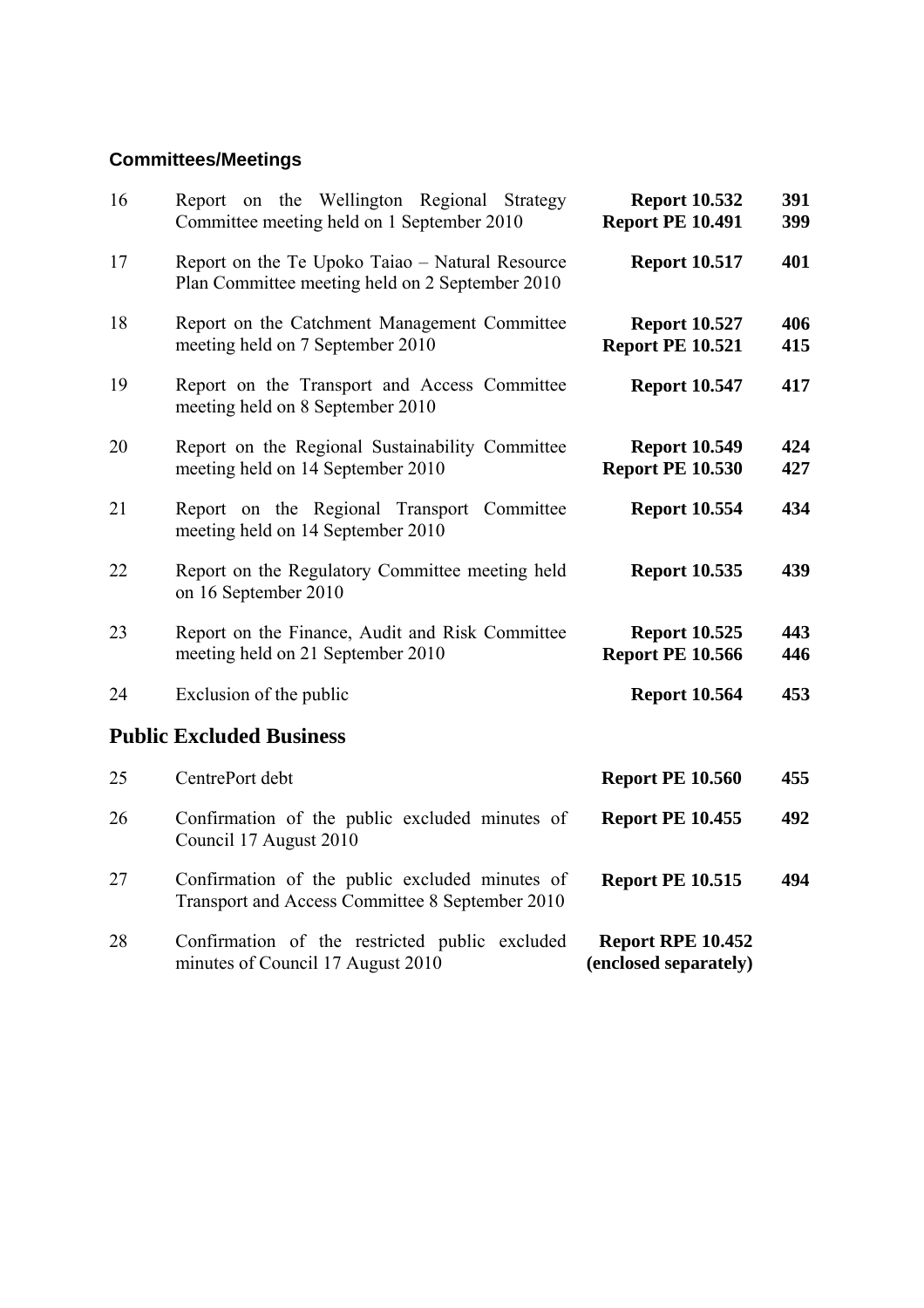### Committees/Meetings

| | | | |
|---|---|---|---|
| 16 | Report on the Wellington Regional Strategy Committee meeting held on 1 September 2010 | **Report 10.532**<br>**Report PE 10.491** | **391**<br>**399** |
| 17 | Report on the Te Upoko Taiao – Natural Resource Plan Committee meeting held on 2 September 2010 | **Report 10.517** | **401** |
| 18 | Report on the Catchment Management Committee meeting held on 7 September 2010 | **Report 10.527**<br>**Report PE 10.521** | **406**<br>**415** |
| 19 | Report on the Transport and Access Committee meeting held on 8 September 2010 | **Report 10.547** | **417** |
| 20 | Report on the Regional Sustainability Committee meeting held on 14 September 2010 | **Report 10.549**<br>**Report PE 10.530** | **424**<br>**427** |
| 21 | Report on the Regional Transport Committee meeting held on 14 September 2010 | **Report 10.554** | **434** |
| 22 | Report on the Regulatory Committee meeting held on 16 September 2010 | **Report 10.535** | **439** |
| 23 | Report on the Finance, Audit and Risk Committee meeting held on 21 September 2010 | **Report 10.525**<br>**Report PE 10.566** | **443**<br>**446** |
| 24 | Exclusion of the public | **Report 10.564** | **453** |

## Public Excluded Business

| | | | |
|---|---|---|---|
| 25 | CentrePort debt | **Report PE 10.560** | **455** |
| 26 | Confirmation of the public excluded minutes of Council 17 August 2010 | **Report PE 10.455** | **492** |
| 27 | Confirmation of the public excluded minutes of Transport and Access Committee 8 September 2010 | **Report PE 10.515** | **494** |
| 28 | Confirmation of the restricted public excluded minutes of Council 17 August 2010 | **Report RPE 10.452 (enclosed separately)** | |